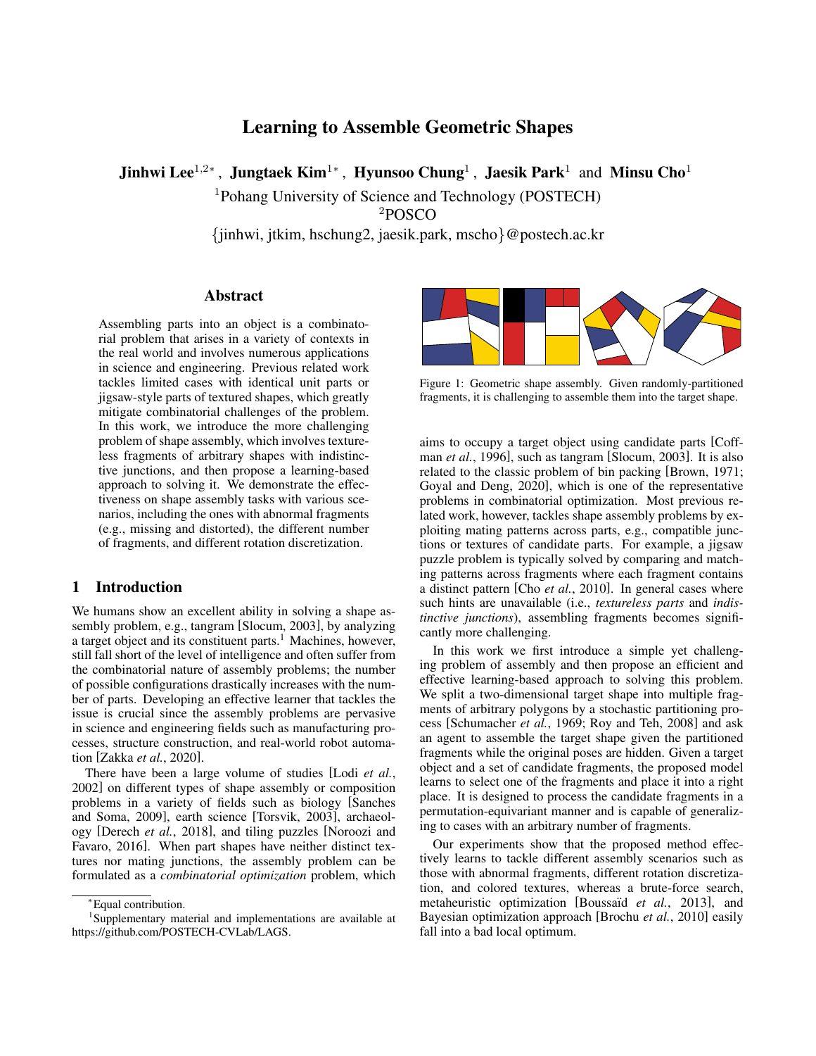# Learning to Assemble Geometric Shapes

**Jinhwi Lee**[1,2*], **Jungtaek Kim**[1*], **Hyunsoo Chung**[1], **Jaesik Park**[1] and **Minsu Cho**[1]

[1]Pohang University of Science and Technology (POSTECH)
[2]POSCO
{jinhwi, jtkim, hschung2, jaesik.park, mscho}@postech.ac.kr

## Abstract

Assembling parts into an object is a combinatorial problem that arises in a variety of contexts in the real world and involves numerous applications in science and engineering. Previous related work tackles limited cases with identical unit parts or jigsaw-style parts of textured shapes, which greatly mitigate combinatorial challenges of the problem. In this work, we introduce the more challenging problem of shape assembly, which involves textureless fragments of arbitrary shapes with indistinctive junctions, and then propose a learning-based approach to solving it. We demonstrate the effectiveness on shape assembly tasks with various scenarios, including the ones with abnormal fragments (e.g., missing and distorted), the different number of fragments, and different rotation discretization.

## 1 Introduction

We humans show an excellent ability in solving a shape assembly problem, e.g., tangram [Slocum, 2003], by analyzing a target object and its constituent parts.[1] Machines, however, still fall short of the level of intelligence and often suffer from the combinatorial nature of assembly problems; the number of possible configurations drastically increases with the number of parts. Developing an effective learner that tackles the issue is crucial since the assembly problems are pervasive in science and engineering fields such as manufacturing processes, structure construction, and real-world robot automation [Zakka *et al.*, 2020].

There have been a large volume of studies [Lodi *et al.*, 2002] on different types of shape assembly or composition problems in a variety of fields such as biology [Sanches and Soma, 2009], earth science [Torsvik, 2003], archaeology [Derech *et al.*, 2018], and tiling puzzles [Noroozi and Favaro, 2016]. When part shapes have neither distinct textures nor mating junctions, the assembly problem can be formulated as a *combinatorial optimization* problem, which aims to occupy a target object using candidate parts [Coffman *et al.*, 1996], such as tangram [Slocum, 2003]. It is also related to the classic problem of bin packing [Brown, 1971; Goyal and Deng, 2020], which is one of the representative problems in combinatorial optimization. Most previous related work, however, tackles shape assembly problems by exploiting mating patterns across parts, e.g., compatible junctions or textures of candidate parts. For example, a jigsaw puzzle problem is typically solved by comparing and matching patterns across fragments where each fragment contains a distinct pattern [Cho *et al.*, 2010]. In general cases where such hints are unavailable (i.e., *textureless parts* and *indistinctive junctions*), assembling fragments becomes significantly more challenging.

Figure 1: Geometric shape assembly. Given randomly-partitioned fragments, it is challenging to assemble them into the target shape.

In this work we first introduce a simple yet challenging problem of assembly and then propose an efficient and effective learning-based approach to solving this problem. We split a two-dimensional target shape into multiple fragments of arbitrary polygons by a stochastic partitioning process [Schumacher *et al.*, 1969; Roy and Teh, 2008] and ask an agent to assemble the target shape given the partitioned fragments while the original poses are hidden. Given a target object and a set of candidate fragments, the proposed model learns to select one of the fragments and place it into a right place. It is designed to process the candidate fragments in a permutation-equivariant manner and is capable of generalizing to cases with an arbitrary number of fragments.

Our experiments show that the proposed method effectively learns to tackle different assembly scenarios such as those with abnormal fragments, different rotation discretization, and colored textures, whereas a brute-force search, metaheuristic optimization [Boussaïd *et al.*, 2013], and Bayesian optimization approach [Brochu *et al.*, 2010] easily fall into a bad local optimum.

---

*Equal contribution.

[1]Supplementary material and implementations are available at https://github.com/POSTECH-CVLab/LAGS.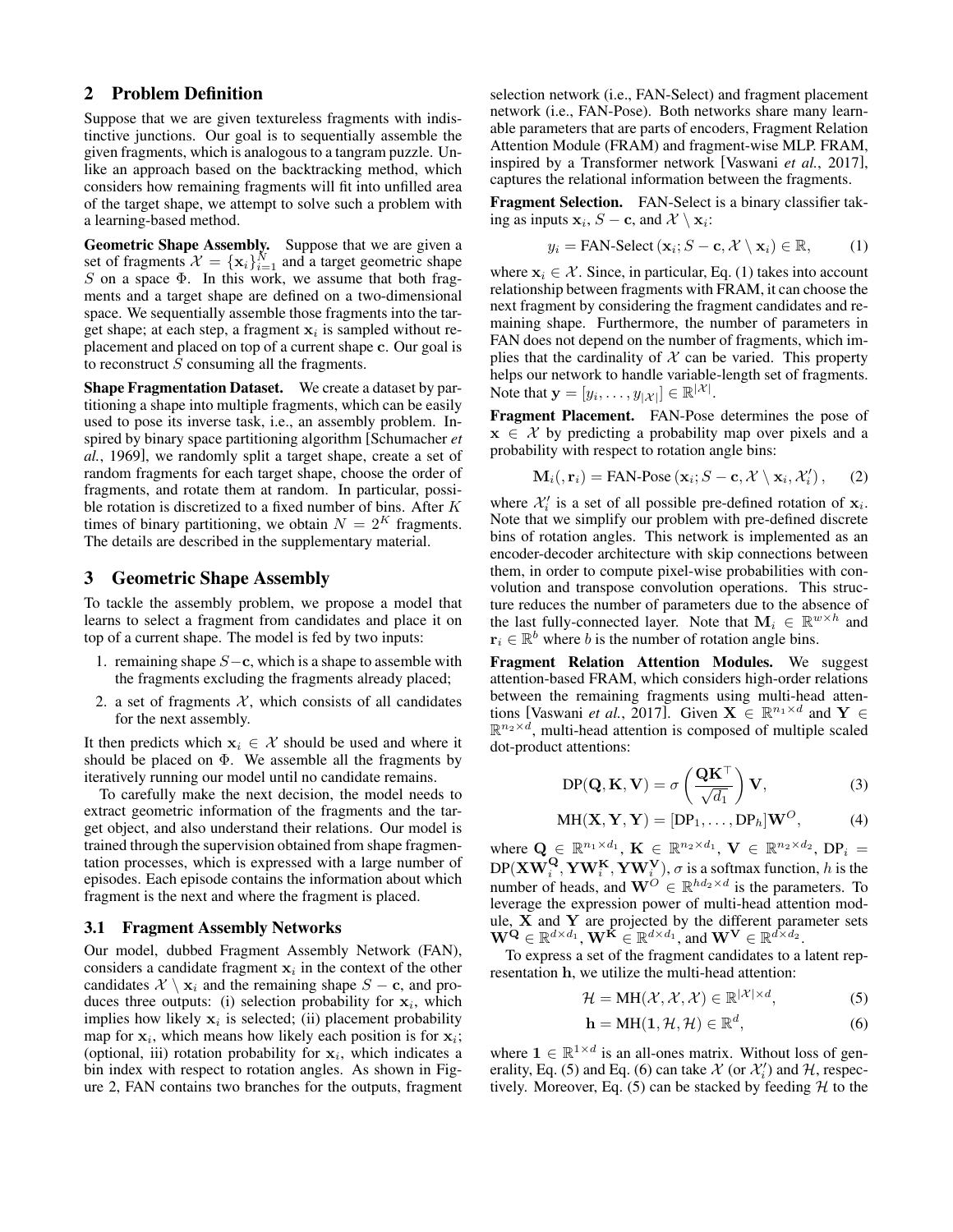## 2 Problem Definition

Suppose that we are given textureless fragments with indistinctive junctions. Our goal is to sequentially assemble the given fragments, which is analogous to a tangram puzzle. Unlike an approach based on the backtracking method, which considers how remaining fragments will fit into unfilled area of the target shape, we attempt to solve such a problem with a learning-based method.

**Geometric Shape Assembly.** Suppose that we are given a set of fragments $\mathcal{X} = \{\mathbf{x}_i\}_{i=1}^N$ and a target geometric shape $S$ on a space $\Phi$. In this work, we assume that both fragments and a target shape are defined on a two-dimensional space. We sequentially assemble those fragments into the target shape; at each step, a fragment $\mathbf{x}_i$ is sampled without replacement and placed on top of a current shape $\mathbf{c}$. Our goal is to reconstruct $S$ consuming all the fragments.

**Shape Fragmentation Dataset.** We create a dataset by partitioning a shape into multiple fragments, which can be easily used to pose its inverse task, i.e., an assembly problem. Inspired by binary space partitioning algorithm [Schumacher *et al.*, 1969], we randomly split a target shape, create a set of random fragments for each target shape, choose the order of fragments, and rotate them at random. In particular, possible rotation is discretized to a fixed number of bins. After $K$ times of binary partitioning, we obtain $N = 2^K$ fragments. The details are described in the supplementary material.

## 3 Geometric Shape Assembly

To tackle the assembly problem, we propose a model that learns to select a fragment from candidates and place it on top of a current shape. The model is fed by two inputs:

1. remaining shape $S-\mathbf{c}$, which is a shape to assemble with the fragments excluding the fragments already placed;
2. a set of fragments $\mathcal{X}$, which consists of all candidates for the next assembly.

It then predicts which $\mathbf{x}_i \in \mathcal{X}$ should be used and where it should be placed on $\Phi$. We assemble all the fragments by iteratively running our model until no candidate remains.

To carefully make the next decision, the model needs to extract geometric information of the fragments and the target object, and also understand their relations. Our model is trained through the supervision obtained from shape fragmentation processes, which is expressed with a large number of episodes. Each episode contains the information about which fragment is the next and where the fragment is placed.

### 3.1 Fragment Assembly Networks

Our model, dubbed Fragment Assembly Network (FAN), considers a candidate fragment $\mathbf{x}_i$ in the context of the other candidates $\mathcal{X} \setminus \mathbf{x}_i$ and the remaining shape $S - \mathbf{c}$, and produces three outputs: (i) selection probability for $\mathbf{x}_i$, which implies how likely $\mathbf{x}_i$ is selected; (ii) placement probability map for $\mathbf{x}_i$, which means how likely each position is for $\mathbf{x}_i$; (optional, iii) rotation probability for $\mathbf{x}_i$, which indicates a bin index with respect to rotation angles. As shown in Figure 2, FAN contains two branches for the outputs, fragment selection network (i.e., FAN-Select) and fragment placement network (i.e., FAN-Pose). Both networks share many learnable parameters that are parts of encoders, Fragment Relation Attention Module (FRAM) and fragment-wise MLP. FRAM, inspired by a Transformer network [Vaswani *et al.*, 2017], captures the relational information between the fragments.

**Fragment Selection.** FAN-Select is a binary classifier taking as inputs $\mathbf{x}_i$, $S - \mathbf{c}$, and $\mathcal{X} \setminus \mathbf{x}_i$:

$$y_i = \text{FAN-Select}\left(\mathbf{x}_i; S - \mathbf{c}, \mathcal{X} \setminus \mathbf{x}_i\right) \in \mathbb{R}, \tag{1}$$

where $\mathbf{x}_i \in \mathcal{X}$. Since, in particular, Eq. (1) takes into account relationship between fragments with FRAM, it can choose the next fragment by considering the fragment candidates and remaining shape. Furthermore, the number of parameters in FAN does not depend on the number of fragments, which implies that the cardinality of $\mathcal{X}$ can be varied. This property helps our network to handle variable-length set of fragments. Note that $\mathbf{y} = [y_i, \ldots, y_{|\mathcal{X}|}] \in \mathbb{R}^{|\mathcal{X}|}$.

**Fragment Placement.** FAN-Pose determines the pose of $\mathbf{x} \in \mathcal{X}$ by predicting a probability map over pixels and a probability with respect to rotation angle bins:

$$\mathbf{M}_i(, \mathbf{r}_i) = \text{FAN-Pose}\left(\mathbf{x}_i; S - \mathbf{c}, \mathcal{X} \setminus \mathbf{x}_i, \mathcal{X}_i'\right), \tag{2}$$

where $\mathcal{X}_i'$ is a set of all possible pre-defined rotation of $\mathbf{x}_i$. Note that we simplify our problem with pre-defined discrete bins of rotation angles. This network is implemented as an encoder-decoder architecture with skip connections between them, in order to compute pixel-wise probabilities with convolution and transpose convolution operations. This structure reduces the number of parameters due to the absence of the last fully-connected layer. Note that $\mathbf{M}_i \in \mathbb{R}^{w \times h}$ and $\mathbf{r}_i \in \mathbb{R}^b$ where $b$ is the number of rotation angle bins.

**Fragment Relation Attention Modules.** We suggest attention-based FRAM, which considers high-order relations between the remaining fragments using multi-head attentions [Vaswani *et al.*, 2017]. Given $\mathbf{X} \in \mathbb{R}^{n_1 \times d}$ and $\mathbf{Y} \in \mathbb{R}^{n_2 \times d}$, multi-head attention is composed of multiple scaled dot-product attentions:

$$\text{DP}(\mathbf{Q}, \mathbf{K}, \mathbf{V}) = \sigma\left(\frac{\mathbf{Q}\mathbf{K}^\top}{\sqrt{d_1}}\right)\mathbf{V}, \tag{3}$$

$$\text{MH}(\mathbf{X}, \mathbf{Y}, \mathbf{Y}) = [\text{DP}_1, \ldots, \text{DP}_h]\mathbf{W}^O, \tag{4}$$

where $\mathbf{Q} \in \mathbb{R}^{n_1 \times d_1}$, $\mathbf{K} \in \mathbb{R}^{n_2 \times d_1}$, $\mathbf{V} \in \mathbb{R}^{n_2 \times d_2}$, $\text{DP}_i = \text{DP}(\mathbf{X}\mathbf{W}_i^{\mathbf{Q}}, \mathbf{Y}\mathbf{W}_i^{\mathbf{K}}, \mathbf{Y}\mathbf{W}_i^{\mathbf{V}})$, $\sigma$ is a softmax function, $h$ is the number of heads, and $\mathbf{W}^O \in \mathbb{R}^{hd_2 \times d}$ is the parameters. To leverage the expression power of multi-head attention module, $\mathbf{X}$ and $\mathbf{Y}$ are projected by the different parameter sets $\mathbf{W}^{\mathbf{Q}} \in \mathbb{R}^{d \times d_1}$, $\mathbf{W}^{\mathbf{K}} \in \mathbb{R}^{d \times d_1}$, and $\mathbf{W}^{\mathbf{V}} \in \mathbb{R}^{d \times d_2}$.

To express a set of the fragment candidates to a latent representation $\mathbf{h}$, we utilize the multi-head attention:

$$\mathcal{H} = \text{MH}(\mathcal{X}, \mathcal{X}, \mathcal{X}) \in \mathbb{R}^{|\mathcal{X}| \times d}, \tag{5}$$

$$\mathbf{h} = \text{MH}(\mathbf{1}, \mathcal{H}, \mathcal{H}) \in \mathbb{R}^d, \tag{6}$$

where $\mathbf{1} \in \mathbb{R}^{1 \times d}$ is an all-ones matrix. Without loss of generality, Eq. (5) and Eq. (6) can take $\mathcal{X}$ (or $\mathcal{X}_i'$) and $\mathcal{H}$, respectively. Moreover, Eq. (5) can be stacked by feeding $\mathcal{H}$ to the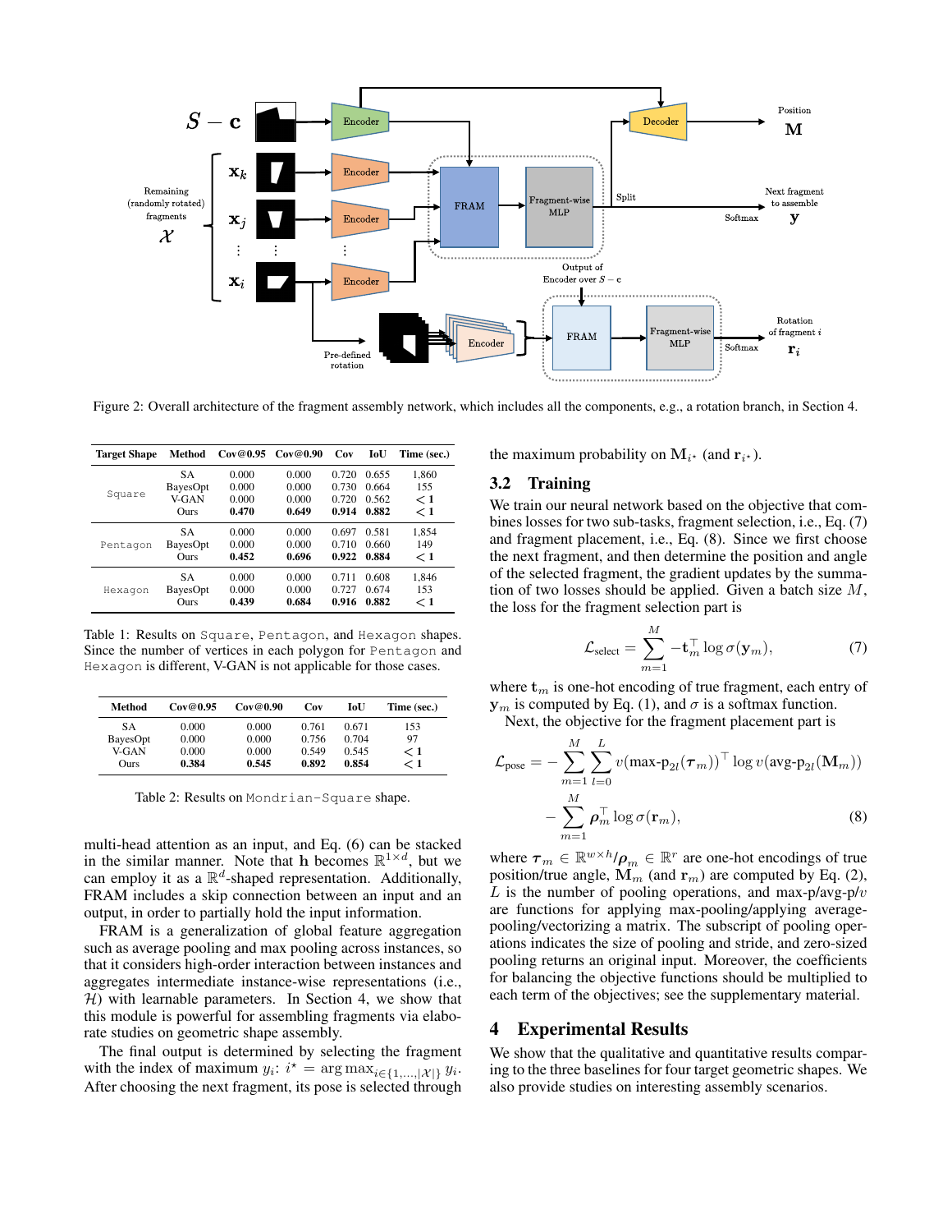Figure 2: Overall architecture of the fragment assembly network, which includes all the components, e.g., a rotation branch, in Section 4.

| Target Shape | Method | Cov@0.95 | Cov@0.90 | Cov | IoU | Time (sec.) |
|---|---|---|---|---|---|---|
| Square | SA | 0.000 | 0.000 | 0.720 | 0.655 | 1,860 |
| | BayesOpt | 0.000 | 0.000 | 0.730 | 0.664 | 155 |
| | V-GAN | 0.000 | 0.000 | 0.720 | 0.562 | $<1$ |
| | Ours | **0.470** | **0.649** | **0.914** | **0.882** | $<1$ |
| Pentagon | SA | 0.000 | 0.000 | 0.697 | 0.581 | 1,854 |
| | BayesOpt | 0.000 | 0.000 | 0.710 | 0.660 | 149 |
| | Ours | **0.452** | **0.696** | **0.922** | **0.884** | $<1$ |
| Hexagon | SA | 0.000 | 0.000 | 0.711 | 0.608 | 1,846 |
| | BayesOpt | 0.000 | 0.000 | 0.727 | 0.674 | 153 |
| | Ours | **0.439** | **0.684** | **0.916** | **0.882** | $<1$ |

Table 1: Results on `Square`, `Pentagon`, and `Hexagon` shapes. Since the number of vertices in each polygon for `Pentagon` and `Hexagon` is different, V-GAN is not applicable for those cases.

| Method | Cov@0.95 | Cov@0.90 | Cov | IoU | Time (sec.) |
|---|---|---|---|---|---|
| SA | 0.000 | 0.000 | 0.761 | 0.671 | 153 |
| BayesOpt | 0.000 | 0.000 | 0.756 | 0.704 | 97 |
| V-GAN | 0.000 | 0.000 | 0.549 | 0.545 | $<1$ |
| Ours | **0.384** | **0.545** | **0.892** | **0.854** | $<1$ |

Table 2: Results on `Mondrian-Square` shape.

multi-head attention as an input, and Eq. (6) can be stacked in the similar manner. Note that $\mathbf{h}$ becomes $\mathbb{R}^{1 \times d}$, but we can employ it as a $\mathbb{R}^d$-shaped representation. Additionally, FRAM includes a skip connection between an input and an output, in order to partially hold the input information.

FRAM is a generalization of global feature aggregation such as average pooling and max pooling across instances, so that it considers high-order interaction between instances and aggregates intermediate instance-wise representations (i.e., $\mathcal{H}$) with learnable parameters. In Section 4, we show that this module is powerful for assembling fragments via elaborate studies on geometric shape assembly.

The final output is determined by selecting the fragment with the index of maximum $y_i$: $i^\star = \arg\max_{i \in \{1, \ldots, |\mathcal{X}|\}} y_i$. After choosing the next fragment, its pose is selected through the maximum probability on $\mathbf{M}_{i^\star}$ (and $\mathbf{r}_{i^\star}$).

## 3.2 Training

We train our neural network based on the objective that combines losses for two sub-tasks, fragment selection, i.e., Eq. (7) and fragment placement, i.e., Eq. (8). Since we first choose the next fragment, and then determine the position and angle of the selected fragment, the gradient updates by the summation of two losses should be applied. Given a batch size $M$, the loss for the fragment selection part is

$$\mathcal{L}_{\text{select}} = \sum_{m=1}^{M} -\mathbf{t}_m^\top \log \sigma(\mathbf{y}_m), \tag{7}$$

where $\mathbf{t}_m$ is one-hot encoding of true fragment, each entry of $\mathbf{y}_m$ is computed by Eq. (1), and $\sigma$ is a softmax function.

Next, the objective for the fragment placement part is

$$\begin{aligned} \mathcal{L}_{\text{pose}} = &- \sum_{m=1}^{M} \sum_{l=0}^{L} v(\text{max-p}_{2l}(\boldsymbol{\tau}_m))^\top \log v(\text{avg-p}_{2l}(\mathbf{M}_m)) \\ &- \sum_{m=1}^{M} \boldsymbol{\rho}_m^\top \log \sigma(\mathbf{r}_m), \end{aligned} \tag{8}$$

where $\boldsymbol{\tau}_m \in \mathbb{R}^{w \times h}$/$\boldsymbol{\rho}_m \in \mathbb{R}^r$ are one-hot encodings of true position/true angle, $\mathbf{M}_m$ (and $\mathbf{r}_m$) are computed by Eq. (2), $L$ is the number of pooling operations, and max-p/avg-p/$v$ are functions for applying max-pooling/applying average-pooling/vectorizing a matrix. The subscript of pooling operations indicates the size of pooling and stride, and zero-sized pooling returns an original input. Moreover, the coefficients for balancing the objective functions should be multiplied to each term of the objectives; see the supplementary material.

# 4 Experimental Results

We show that the qualitative and quantitative results comparing to the three baselines for four target geometric shapes. We also provide studies on interesting assembly scenarios.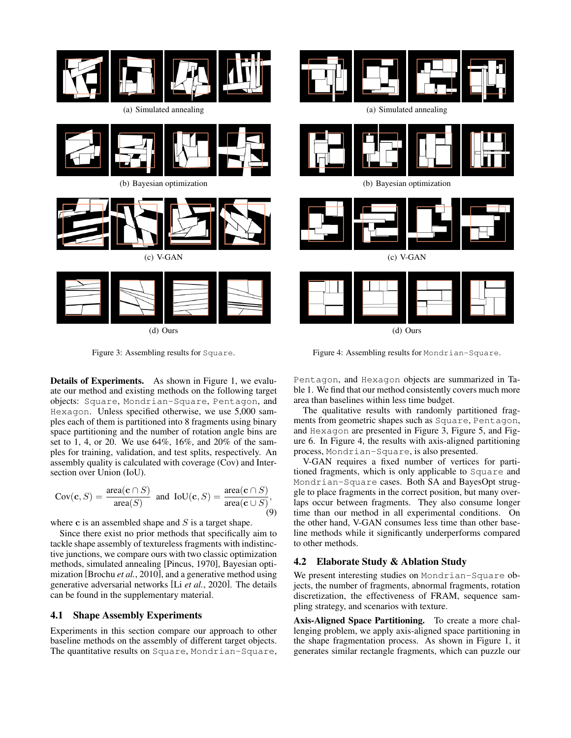(a) Simulated annealing

(b) Bayesian optimization

(c) V-GAN

(d) Ours

Figure 3: Assembling results for Square.

(a) Simulated annealing

(b) Bayesian optimization

(c) V-GAN

(d) Ours

Figure 4: Assembling results for Mondrian-Square.

**Details of Experiments.** As shown in Figure 1, we evaluate our method and existing methods on the following target objects: Square, Mondrian-Square, Pentagon, and Hexagon. Unless specified otherwise, we use 5,000 samples each of them is partitioned into 8 fragments using binary space partitioning and the number of rotation angle bins are set to 1, 4, or 20. We use 64%, 16%, and 20% of the samples for training, validation, and test splits, respectively. An assembly quality is calculated with coverage (Cov) and Intersection over Union (IoU).

$$\mathrm{Cov}(\mathbf{c}, S) = \frac{\mathrm{area}(\mathbf{c} \cap S)}{\mathrm{area}(S)} \ \text{ and } \ \mathrm{IoU}(\mathbf{c}, S) = \frac{\mathrm{area}(\mathbf{c} \cap S)}{\mathrm{area}(\mathbf{c} \cup S)}, \tag{9}$$

where $\mathbf{c}$ is an assembled shape and $S$ is a target shape.

Since there exist no prior methods that specifically aim to tackle shape assembly of textureless fragments with indistinctive junctions, we compare ours with two classic optimization methods, simulated annealing [Pincus, 1970], Bayesian optimization [Brochu *et al.*, 2010], and a generative method using generative adversarial networks [Li *et al.*, 2020]. The details can be found in the supplementary material.

## 4.1 Shape Assembly Experiments

Experiments in this section compare our approach to other baseline methods on the assembly of different target objects. The quantitative results on Square, Mondrian-Square, Pentagon, and Hexagon objects are summarized in Table 1. We find that our method consistently covers much more area than baselines within less time budget.

The qualitative results with randomly partitioned fragments from geometric shapes such as Square, Pentagon, and Hexagon are presented in Figure 3, Figure 5, and Figure 6. In Figure 4, the results with axis-aligned partitioning process, Mondrian-Square, is also presented.

V-GAN requires a fixed number of vertices for partitioned fragments, which is only applicable to Square and Mondrian-Square cases. Both SA and BayesOpt struggle to place fragments in the correct position, but many overlaps occur between fragments. They also consume longer time than our method in all experimental conditions. On the other hand, V-GAN consumes less time than other baseline methods while it significantly underperforms compared to other methods.

## 4.2 Elaborate Study & Ablation Study

We present interesting studies on Mondrian-Square objects, the number of fragments, abnormal fragments, rotation discretization, the effectiveness of FRAM, sequence sampling strategy, and scenarios with texture.

**Axis-Aligned Space Partitioning.** To create a more challenging problem, we apply axis-aligned space partitioning in the shape fragmentation process. As shown in Figure 1, it generates similar rectangle fragments, which can puzzle our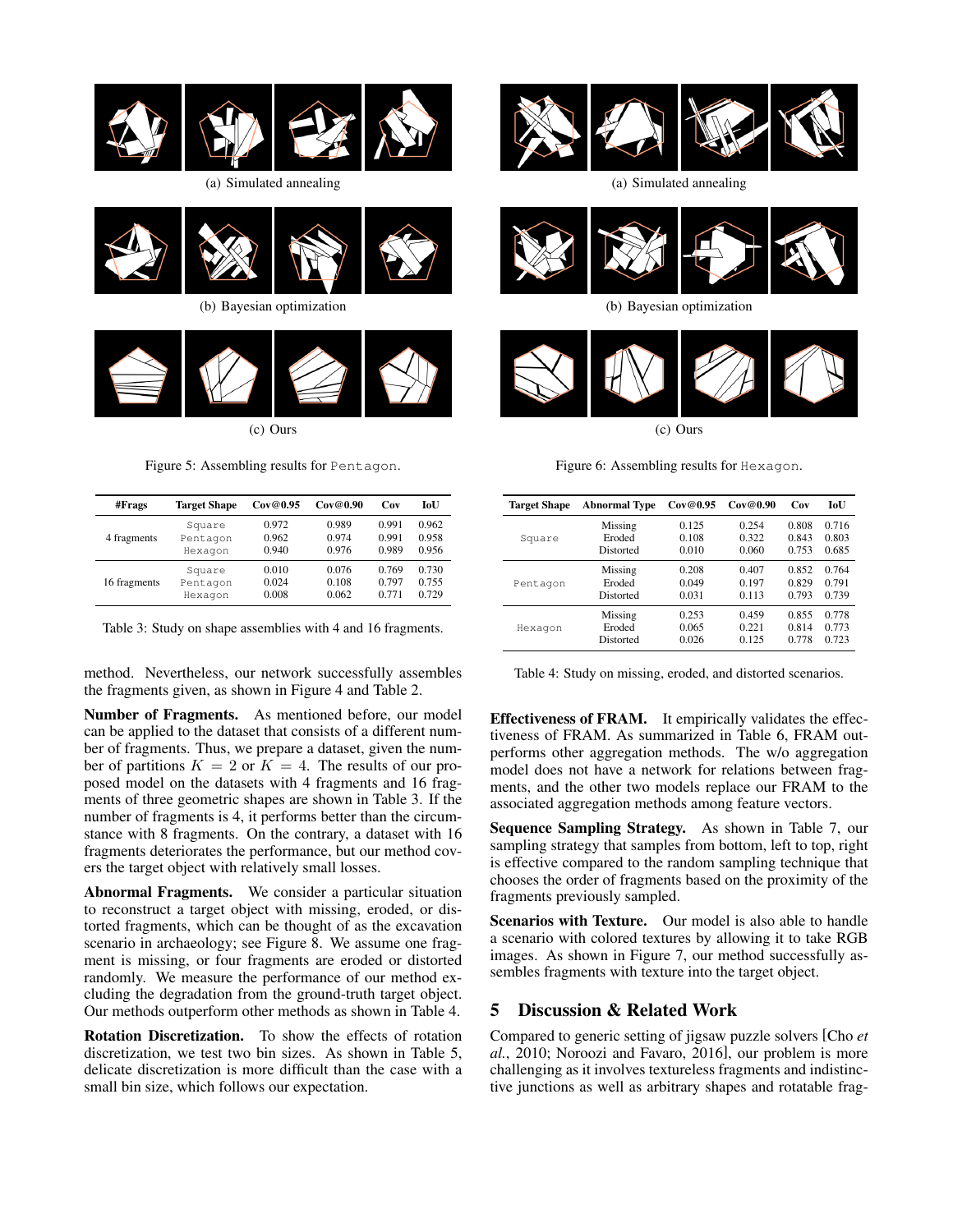(a) Simulated annealing

(b) Bayesian optimization

(c) Ours

Figure 5: Assembling results for `Pentagon`.

(a) Simulated annealing

(b) Bayesian optimization

(c) Ours

Figure 6: Assembling results for `Hexagon`.

| #Frags | Target Shape | Cov@0.95 | Cov@0.90 | Cov | IoU |
|---|---|---|---|---|---|
| 4 fragments | `Square` | 0.972 | 0.989 | 0.991 | 0.962 |
| | `Pentagon` | 0.962 | 0.974 | 0.991 | 0.958 |
| | `Hexagon` | 0.940 | 0.976 | 0.989 | 0.956 |
| 16 fragments | `Square` | 0.010 | 0.076 | 0.769 | 0.730 |
| | `Pentagon` | 0.024 | 0.108 | 0.797 | 0.755 |
| | `Hexagon` | 0.008 | 0.062 | 0.771 | 0.729 |

Table 3: Study on shape assemblies with 4 and 16 fragments.

method. Nevertheless, our network successfully assembles the fragments given, as shown in Figure 4 and Table 2.

**Number of Fragments.** As mentioned before, our model can be applied to the dataset that consists of a different number of fragments. Thus, we prepare a dataset, given the number of partitions $K = 2$ or $K = 4$. The results of our proposed model on the datasets with 4 fragments and 16 fragments of three geometric shapes are shown in Table 3. If the number of fragments is 4, it performs better than the circumstance with 8 fragments. On the contrary, a dataset with 16 fragments deteriorates the performance, but our method covers the target object with relatively small losses.

**Abnormal Fragments.** We consider a particular situation to reconstruct a target object with missing, eroded, or distorted fragments, which can be thought of as the excavation scenario in archaeology; see Figure 8. We assume one fragment is missing, or four fragments are eroded or distorted randomly. We measure the performance of our method excluding the degradation from the ground-truth target object. Our methods outperform other methods as shown in Table 4.

**Rotation Discretization.** To show the effects of rotation discretization, we test two bin sizes. As shown in Table 5, delicate discretization is more difficult than the case with a small bin size, which follows our expectation.

| Target Shape | Abnormal Type | Cov@0.95 | Cov@0.90 | Cov | IoU |
|---|---|---|---|---|---|
| `Square` | Missing | 0.125 | 0.254 | 0.808 | 0.716 |
| | Eroded | 0.108 | 0.322 | 0.843 | 0.803 |
| | Distorted | 0.010 | 0.060 | 0.753 | 0.685 |
| `Pentagon` | Missing | 0.208 | 0.407 | 0.852 | 0.764 |
| | Eroded | 0.049 | 0.197 | 0.829 | 0.791 |
| | Distorted | 0.031 | 0.113 | 0.793 | 0.739 |
| `Hexagon` | Missing | 0.253 | 0.459 | 0.855 | 0.778 |
| | Eroded | 0.065 | 0.221 | 0.814 | 0.773 |
| | Distorted | 0.026 | 0.125 | 0.778 | 0.723 |

Table 4: Study on missing, eroded, and distorted scenarios.

**Effectiveness of FRAM.** It empirically validates the effectiveness of FRAM. As summarized in Table 6, FRAM outperforms other aggregation methods. The w/o aggregation model does not have a network for relations between fragments, and the other two models replace our FRAM to the associated aggregation methods among feature vectors.

**Sequence Sampling Strategy.** As shown in Table 7, our sampling strategy that samples from bottom, left to top, right is effective compared to the random sampling technique that chooses the order of fragments based on the proximity of the fragments previously sampled.

**Scenarios with Texture.** Our model is also able to handle a scenario with colored textures by allowing it to take RGB images. As shown in Figure 7, our method successfully assembles fragments with texture into the target object.

## 5 Discussion & Related Work

Compared to generic setting of jigsaw puzzle solvers [Cho *et al.*, 2010; Noroozi and Favaro, 2016], our problem is more challenging as it involves textureless fragments and indistinctive junctions as well as arbitrary shapes and rotatable frag-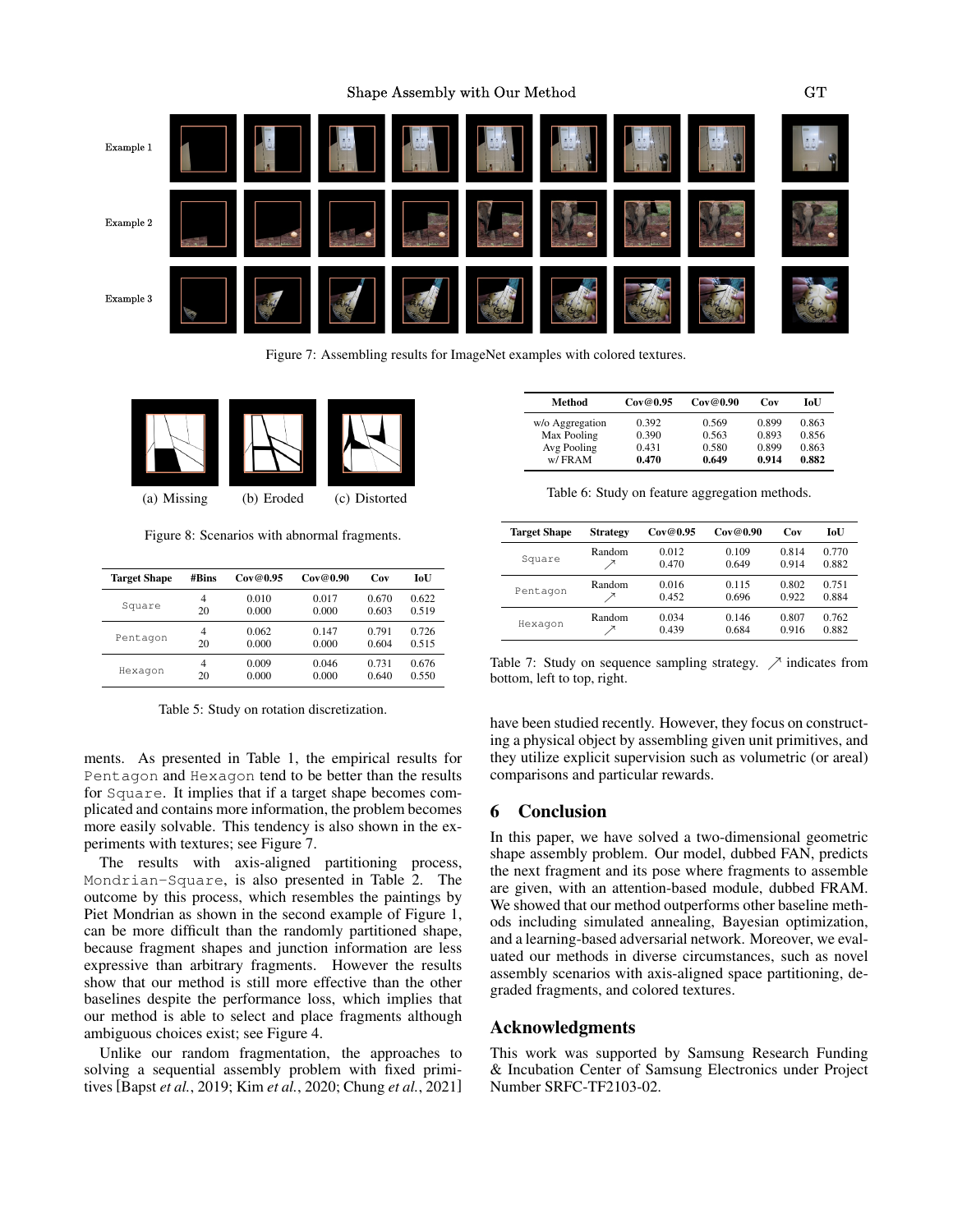Shape Assembly with Our Method

GT

Example 1

Example 2

Example 3

Figure 7: Assembling results for ImageNet examples with colored textures.

(a) Missing (b) Eroded (c) Distorted

Figure 8: Scenarios with abnormal fragments.

| Target Shape | #Bins | Cov@0.95 | Cov@0.90 | Cov | IoU |
|---|---|---|---|---|---|
| `Square` | 4 | 0.010 | 0.017 | 0.670 | 0.622 |
| | 20 | 0.000 | 0.000 | 0.603 | 0.519 |
| `Pentagon` | 4 | 0.062 | 0.147 | 0.791 | 0.726 |
| | 20 | 0.000 | 0.000 | 0.604 | 0.515 |
| `Hexagon` | 4 | 0.009 | 0.046 | 0.731 | 0.676 |
| | 20 | 0.000 | 0.000 | 0.640 | 0.550 |

Table 5: Study on rotation discretization.

ments. As presented in Table 1, the empirical results for `Pentagon` and `Hexagon` tend to be better than the results for `Square`. It implies that if a target shape becomes complicated and contains more information, the problem becomes more easily solvable. This tendency is also shown in the experiments with textures; see Figure 7.

The results with axis-aligned partitioning process, `Mondrian-Square`, is also presented in Table 2. The outcome by this process, which resembles the paintings by Piet Mondrian as shown in the second example of Figure 1, can be more difficult than the randomly partitioned shape, because fragment shapes and junction information are less expressive than arbitrary fragments. However the results show that our method is still more effective than the other baselines despite the performance loss, which implies that our method is able to select and place fragments although ambiguous choices exist; see Figure 4.

Unlike our random fragmentation, the approaches to solving a sequential assembly problem with fixed primitives [Bapst *et al.*, 2019; Kim *et al.*, 2020; Chung *et al.*, 2021] have been studied recently. However, they focus on constructing a physical object by assembling given unit primitives, and they utilize explicit supervision such as volumetric (or areal) comparisons and particular rewards.

| Method | Cov@0.95 | Cov@0.90 | Cov | IoU |
|---|---|---|---|---|
| w/o Aggregation | 0.392 | 0.569 | 0.899 | 0.863 |
| Max Pooling | 0.390 | 0.563 | 0.893 | 0.856 |
| Avg Pooling | 0.431 | 0.580 | 0.899 | 0.863 |
| w/ FRAM | **0.470** | **0.649** | **0.914** | **0.882** |

Table 6: Study on feature aggregation methods.

| Target Shape | Strategy | Cov@0.95 | Cov@0.90 | Cov | IoU |
|---|---|---|---|---|---|
| `Square` | Random | 0.012 | 0.109 | 0.814 | 0.770 |
| | ↗ | 0.470 | 0.649 | 0.914 | 0.882 |
| `Pentagon` | Random | 0.016 | 0.115 | 0.802 | 0.751 |
| | ↗ | 0.452 | 0.696 | 0.922 | 0.884 |
| `Hexagon` | Random | 0.034 | 0.146 | 0.807 | 0.762 |
| | ↗ | 0.439 | 0.684 | 0.916 | 0.882 |

Table 7: Study on sequence sampling strategy. ↗ indicates from bottom, left to top, right.

## 6 Conclusion

In this paper, we have solved a two-dimensional geometric shape assembly problem. Our model, dubbed FAN, predicts the next fragment and its pose where fragments to assemble are given, with an attention-based module, dubbed FRAM. We showed that our method outperforms other baseline methods including simulated annealing, Bayesian optimization, and a learning-based adversarial network. Moreover, we evaluated our methods in diverse circumstances, such as novel assembly scenarios with axis-aligned space partitioning, degraded fragments, and colored textures.

## Acknowledgments

This work was supported by Samsung Research Funding & Incubation Center of Samsung Electronics under Project Number SRFC-TF2103-02.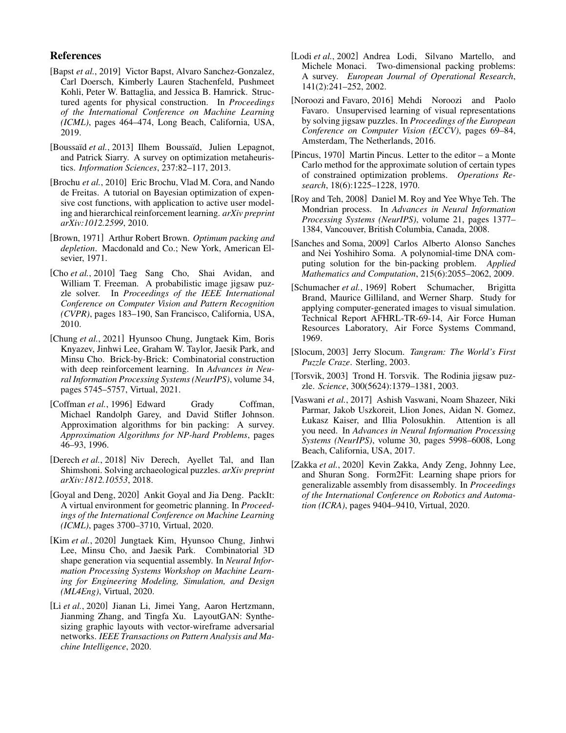## References

[Bapst *et al.*, 2019] Victor Bapst, Alvaro Sanchez-Gonzalez, Carl Doersch, Kimberly Lauren Stachenfeld, Pushmeet Kohli, Peter W. Battaglia, and Jessica B. Hamrick. Structured agents for physical construction. In *Proceedings of the International Conference on Machine Learning (ICML)*, pages 464–474, Long Beach, California, USA, 2019.

[Boussaïd *et al.*, 2013] Ilhem Boussaïd, Julien Lepagnot, and Patrick Siarry. A survey on optimization metaheuristics. *Information Sciences*, 237:82–117, 2013.

[Brochu *et al.*, 2010] Eric Brochu, Vlad M. Cora, and Nando de Freitas. A tutorial on Bayesian optimization of expensive cost functions, with application to active user modeling and hierarchical reinforcement learning. *arXiv preprint arXiv:1012.2599*, 2010.

[Brown, 1971] Arthur Robert Brown. *Optimum packing and depletion*. Macdonald and Co.; New York, American Elsevier, 1971.

[Cho *et al.*, 2010] Taeg Sang Cho, Shai Avidan, and William T. Freeman. A probabilistic image jigsaw puzzle solver. In *Proceedings of the IEEE International Conference on Computer Vision and Pattern Recognition (CVPR)*, pages 183–190, San Francisco, California, USA, 2010.

[Chung *et al.*, 2021] Hyunsoo Chung, Jungtaek Kim, Boris Knyazev, Jinhwi Lee, Graham W. Taylor, Jaesik Park, and Minsu Cho. Brick-by-Brick: Combinatorial construction with deep reinforcement learning. In *Advances in Neural Information Processing Systems (NeurIPS)*, volume 34, pages 5745–5757, Virtual, 2021.

[Coffman *et al.*, 1996] Edward Grady Coffman, Michael Randolph Garey, and David Stifler Johnson. Approximation algorithms for bin packing: A survey. *Approximation Algorithms for NP-hard Problems*, pages 46–93, 1996.

[Derech *et al.*, 2018] Niv Derech, Ayellet Tal, and Ilan Shimshoni. Solving archaeological puzzles. *arXiv preprint arXiv:1812.10553*, 2018.

[Goyal and Deng, 2020] Ankit Goyal and Jia Deng. PackIt: A virtual environment for geometric planning. In *Proceedings of the International Conference on Machine Learning (ICML)*, pages 3700–3710, Virtual, 2020.

[Kim *et al.*, 2020] Jungtaek Kim, Hyunsoo Chung, Jinhwi Lee, Minsu Cho, and Jaesik Park. Combinatorial 3D shape generation via sequential assembly. In *Neural Information Processing Systems Workshop on Machine Learning for Engineering Modeling, Simulation, and Design (ML4Eng)*, Virtual, 2020.

[Li *et al.*, 2020] Jianan Li, Jimei Yang, Aaron Hertzmann, Jianming Zhang, and Tingfa Xu. LayoutGAN: Synthesizing graphic layouts with vector-wireframe adversarial networks. *IEEE Transactions on Pattern Analysis and Machine Intelligence*, 2020.

[Lodi *et al.*, 2002] Andrea Lodi, Silvano Martello, and Michele Monaci. Two-dimensional packing problems: A survey. *European Journal of Operational Research*, 141(2):241–252, 2002.

[Noroozi and Favaro, 2016] Mehdi Noroozi and Paolo Favaro. Unsupervised learning of visual representations by solving jigsaw puzzles. In *Proceedings of the European Conference on Computer Vision (ECCV)*, pages 69–84, Amsterdam, The Netherlands, 2016.

[Pincus, 1970] Martin Pincus. Letter to the editor – a Monte Carlo method for the approximate solution of certain types of constrained optimization problems. *Operations Research*, 18(6):1225–1228, 1970.

[Roy and Teh, 2008] Daniel M. Roy and Yee Whye Teh. The Mondrian process. In *Advances in Neural Information Processing Systems (NeurIPS)*, volume 21, pages 1377–1384, Vancouver, British Columbia, Canada, 2008.

[Sanches and Soma, 2009] Carlos Alberto Alonso Sanches and Nei Yoshihiro Soma. A polynomial-time DNA computing solution for the bin-packing problem. *Applied Mathematics and Computation*, 215(6):2055–2062, 2009.

[Schumacher *et al.*, 1969] Robert Schumacher, Brigitta Brand, Maurice Gilliland, and Werner Sharp. Study for applying computer-generated images to visual simulation. Technical Report AFHRL-TR-69-14, Air Force Human Resources Laboratory, Air Force Systems Command, 1969.

[Slocum, 2003] Jerry Slocum. *Tangram: The World's First Puzzle Craze*. Sterling, 2003.

[Torsvik, 2003] Trond H. Torsvik. The Rodinia jigsaw puzzle. *Science*, 300(5624):1379–1381, 2003.

[Vaswani *et al.*, 2017] Ashish Vaswani, Noam Shazeer, Niki Parmar, Jakob Uszkoreit, Llion Jones, Aidan N. Gomez, Łukasz Kaiser, and Illia Polosukhin. Attention is all you need. In *Advances in Neural Information Processing Systems (NeurIPS)*, volume 30, pages 5998–6008, Long Beach, California, USA, 2017.

[Zakka *et al.*, 2020] Kevin Zakka, Andy Zeng, Johnny Lee, and Shuran Song. Form2Fit: Learning shape priors for generalizable assembly from disassembly. In *Proceedings of the International Conference on Robotics and Automation (ICRA)*, pages 9404–9410, Virtual, 2020.